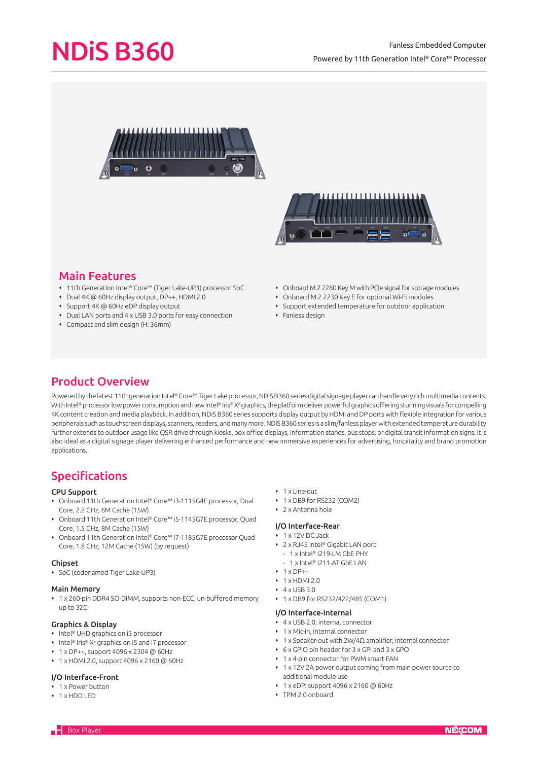# NDiS B360

Fanless Embedded Computer

Powered by 11th Generation Intel® Core™ Processor

## Main Features

- 11th Generation Intel® Core™ (Tiger Lake-UP3) processor SoC
- Dual 4K @ 60Hz display output, DP++, HDMI 2.0
- Support 4K @ 60Hz eDP display output
- Dual LAN ports and 4 x USB 3.0 ports for easy connection
- Compact and slim design (H: 36mm)
- Onboard M.2 2280 Key M with PCIe signal for storage modules
- Onboard M.2 2230 Key E for optional Wi-Fi modules
- Support extended temperature for outdoor application
- Fanless design

## Product Overview

Powered by the latest 11th generation Intel® Core™ Tiger Lake processor, NDiS B360 series digital signage player can handle very rich multimedia contents. With Intel® processor low power consumption and new Intel® Iris® Xᵉ graphics, the platform deliver powerful graphics offering stunning visuals for compelling 4K content creation and media playback. In addition, NDiS B360 series supports display output by HDMI and DP ports with flexible integration for various peripherals such as touchscreen displays, scanners, readers, and many more. NDiS B360 series is a slim/fanless player with extended temperature durability further extends to outdoor usage like QSR drive through kiosks, box office displays, information stands, bus stops, or digital transit information signs. It is also ideal as a digital signage player delivering enhanced performance and new immersive experiences for advertising, hospitality and brand promotion applications.

## Specifications

### CPU Support

- Onboard 11th Generation Intel® Core™ i3-1115G4E processor, Dual Core, 2.2 GHz, 6M Cache (15W)
- Onboard 11th Generation Intel® Core™ i5-1145G7E processor, Quad Core, 1.5 GHz, 8M Cache (15W)
- Onboard 11th Generation Intel® Core™ i7-1185G7E processor Quad Core, 1.8 GHz, 12M Cache (15W) (by request)

### Chipset

- SoC (codenamed Tiger Lake-UP3)

### Main Memory

- 1 x 260-pin DDR4 SO-DIMM, supports non-ECC, un-buffered memory up to 32G

### Graphics & Display

- Intel® UHD graphics on i3 processor
- Intel® Iris® Xᵉ graphics on i5 and i7 processor
- 1 x DP++, support 4096 x 2304 @ 60Hz
- 1 x HDMI 2.0, support 4096 x 2160 @ 60Hz

### I/O Interface-Front

- 1 x Power button
- 1 x HDD LED
- 1 x Line-out
- 1 x DB9 for RS232 (COM2)
- 2 x Antenna hole

### I/O Interface-Rear

- 1 x 12V DC Jack
- 2 x RJ45 Intel® Gigabit LAN port
  - 1 x Intel® I219-LM GbE PHY
  - 1 x Intel® I211-AT GbE LAN
- 1 x DP++
- 1 x HDMI 2.0
- 4 x USB 3.0
- 1 x DB9 for RS232/422/485 (COM1)

### I/O Interface-Internal

- 4 x USB 2.0, internal connector
- 1 x Mic-in, internal connector
- 1 x Speaker-out with 2W/4Ω amplifier, internal connector
- 6 x GPIO pin header for 3 x GPI and 3 x GPO
- 1 x 4-pin connector for PWM smart FAN
- 1 x 12V 2A power output coming from main power source to additional module use
- 1 x eDP: support 4096 x 2160 @ 60Hz
- TPM 2.0 onboard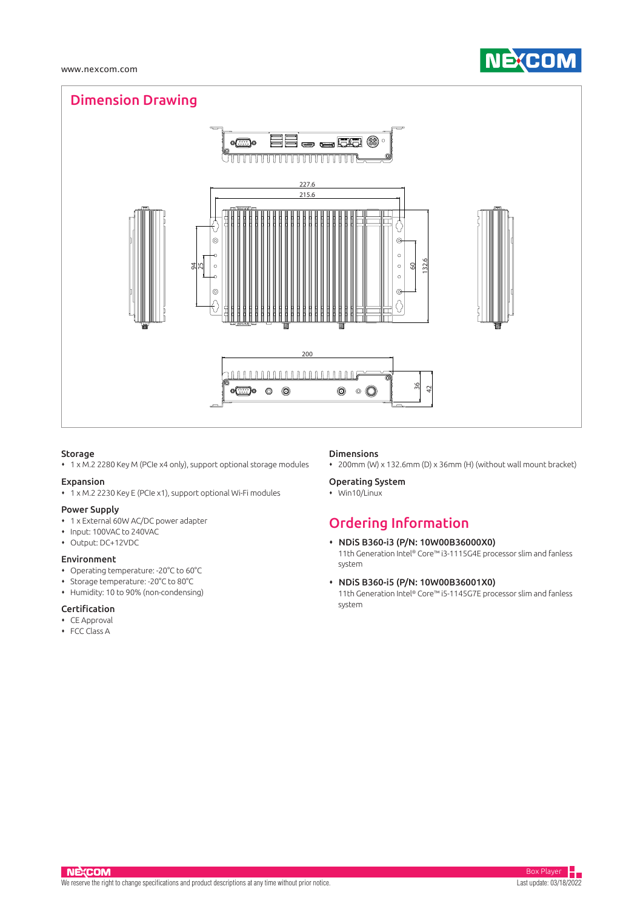## Dimension Drawing

227.6

215.6

94

25

60

132.6

200

36

42

### Storage

- 1 x M.2 2280 Key M (PCIe x4 only), support optional storage modules

### Expansion

- 1 x M.2 2230 Key E (PCIe x1), support optional Wi-Fi modules

### Power Supply

- 1 x External 60W AC/DC power adapter
- Input: 100VAC to 240VAC
- Output: DC+12VDC

### Environment

- Operating temperature: -20°C to 60°C
- Storage temperature: -20°C to 80°C
- Humidity: 10 to 90% (non-condensing)

### Certification

- CE Approval
- FCC Class A

### Dimensions

- 200mm (W) x 132.6mm (D) x 36mm (H) (without wall mount bracket)

### Operating System

- Win10/Linux

## Ordering Information

- **NDiS B360-i3 (P/N: 10W00B36000X0)**
  11th Generation Intel® Core™ i3-1115G4E processor slim and fanless system
- **NDiS B360-i5 (P/N: 10W00B36001X0)**
  11th Generation Intel® Core™ i5-1145G7E processor slim and fanless system